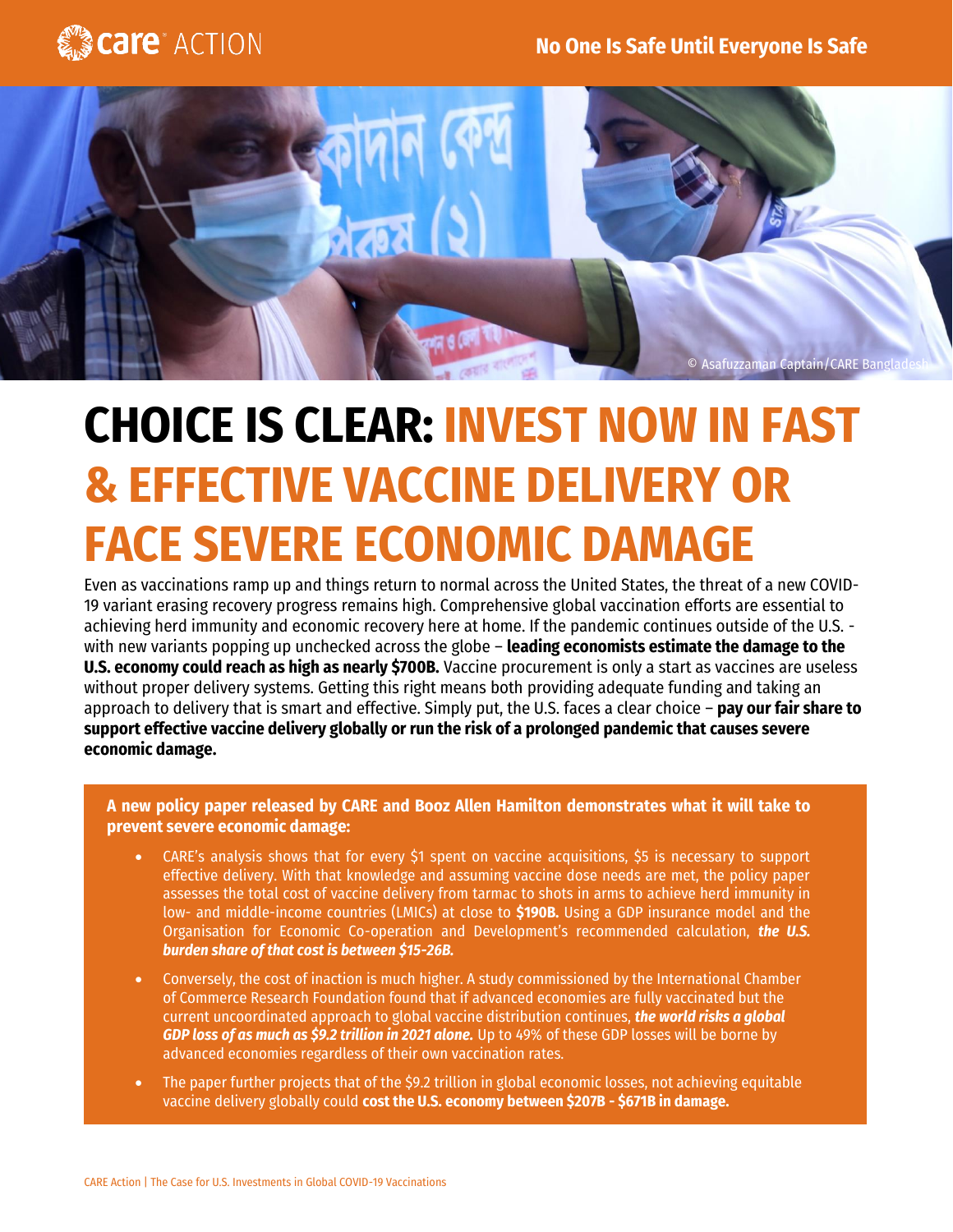care ACTION

No One Is Safe Until Everyone Is Safe

© Asafuzzaman Captain/CARE Bangladesh

# CHOICE IS CLEAR: INVEST NOW IN FAST & EFFECTIVE VACCINE DELIVERY OR FACE SEVERE ECONOMIC DAMAGE

Even as vaccinations ramp up and things return to normal across the United States, the threat of a new COVID-19 variant erasing recovery progress remains high. Comprehensive global vaccination efforts are essential to achieving herd immunity and economic recovery here at home. If the pandemic continues outside of the U.S. - with new variants popping up unchecked across the globe – **leading economists estimate the damage to the U.S. economy could reach as high as nearly $700B.** Vaccine procurement is only a start as vaccines are useless without proper delivery systems. Getting this right means both providing adequate funding and taking an approach to delivery that is smart and effective. Simply put, the U.S. faces a clear choice – **pay our fair share to support effective vaccine delivery globally or run the risk of a prolonged pandemic that causes severe economic damage.**

**A new policy paper released by CARE and Booz Allen Hamilton demonstrates what it will take to prevent severe economic damage:**

- CARE's analysis shows that for every $1 spent on vaccine acquisitions, $5 is necessary to support effective delivery. With that knowledge and assuming vaccine dose needs are met, the policy paper assesses the total cost of vaccine delivery from tarmac to shots in arms to achieve herd immunity in low- and middle-income countries (LMICs) at close to **$190B.** Using a GDP insurance model and the Organisation for Economic Co-operation and Development's recommended calculation, ***the U.S. burden share of that cost is between $15-26B.***
- Conversely, the cost of inaction is much higher. A study commissioned by the International Chamber of Commerce Research Foundation found that if advanced economies are fully vaccinated but the current uncoordinated approach to global vaccine distribution continues, ***the world risks a global GDP loss of as much as $9.2 trillion in 2021 alone.*** Up to 49% of these GDP losses will be borne by advanced economies regardless of their own vaccination rates.
- The paper further projects that of the $9.2 trillion in global economic losses, not achieving equitable vaccine delivery globally could **cost the U.S. economy between $207B - $671B in damage.**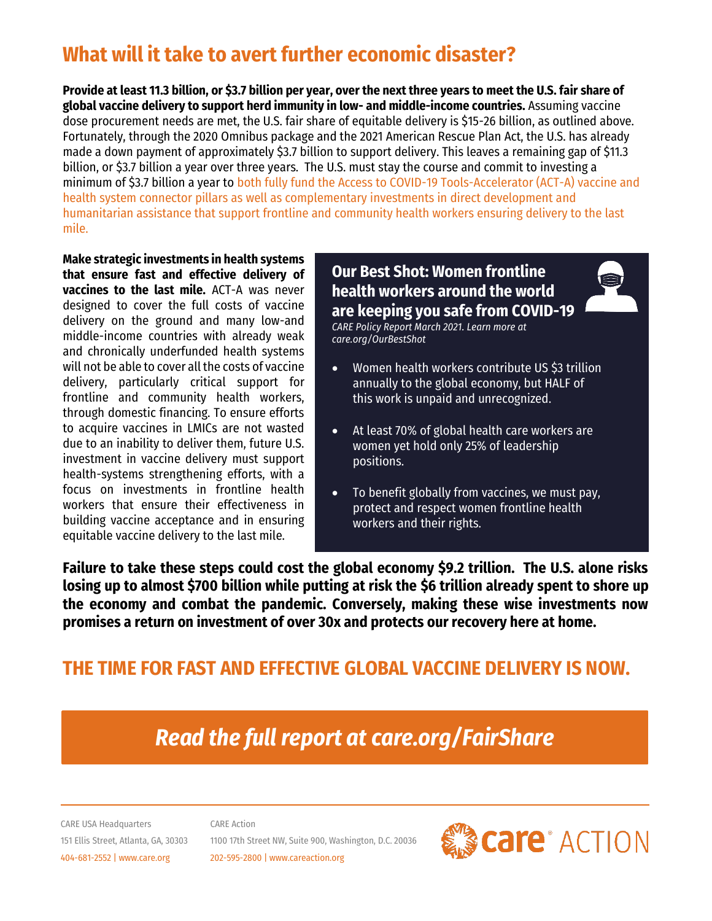## What will it take to avert further economic disaster?

**Provide at least 11.3 billion, or $3.7 billion per year, over the next three years to meet the U.S. fair share of global vaccine delivery to support herd immunity in low- and middle-income countries.** Assuming vaccine dose procurement needs are met, the U.S. fair share of equitable delivery is $15-26 billion, as outlined above. Fortunately, through the 2020 Omnibus package and the 2021 American Rescue Plan Act, the U.S. has already made a down payment of approximately $3.7 billion to support delivery. This leaves a remaining gap of $11.3 billion, or $3.7 billion a year over three years. The U.S. must stay the course and commit to investing a minimum of $3.7 billion a year to both fully fund the Access to COVID-19 Tools-Accelerator (ACT-A) vaccine and health system connector pillars as well as complementary investments in direct development and humanitarian assistance that support frontline and community health workers ensuring delivery to the last mile.

**Make strategic investments in health systems that ensure fast and effective delivery of vaccines to the last mile.** ACT-A was never designed to cover the full costs of vaccine delivery on the ground and many low-and middle-income countries with already weak and chronically underfunded health systems will not be able to cover all the costs of vaccine delivery, particularly critical support for frontline and community health workers, through domestic financing. To ensure efforts to acquire vaccines in LMICs are not wasted due to an inability to deliver them, future U.S. investment in vaccine delivery must support health-systems strengthening efforts, with a focus on investments in frontline health workers that ensure their effectiveness in building vaccine acceptance and in ensuring equitable vaccine delivery to the last mile.

### Our Best Shot: Women frontline health workers around the world are keeping you safe from COVID-19

*CARE Policy Report March 2021. Learn more at care.org/OurBestShot*

- Women health workers contribute US $3 trillion annually to the global economy, but HALF of this work is unpaid and unrecognized.
- At least 70% of global health care workers are women yet hold only 25% of leadership positions.
- To benefit globally from vaccines, we must pay, protect and respect women frontline health workers and their rights.

**Failure to take these steps could cost the global economy $9.2 trillion. The U.S. alone risks losing up to almost $700 billion while putting at risk the $6 trillion already spent to shore up the economy and combat the pandemic. Conversely, making these wise investments now promises a return on investment of over 30x and protects our recovery here at home.**

## THE TIME FOR FAST AND EFFECTIVE GLOBAL VACCINE DELIVERY IS NOW.

***Read the full report at care.org/FairShare***

CARE USA Headquarters
151 Ellis Street, Atlanta, GA, 30303
404-681-2552 | www.care.org

CARE Action
1100 17th Street NW, Suite 900, Washington, D.C. 20036
202-595-2800 | www.careaction.org

care® ACTION